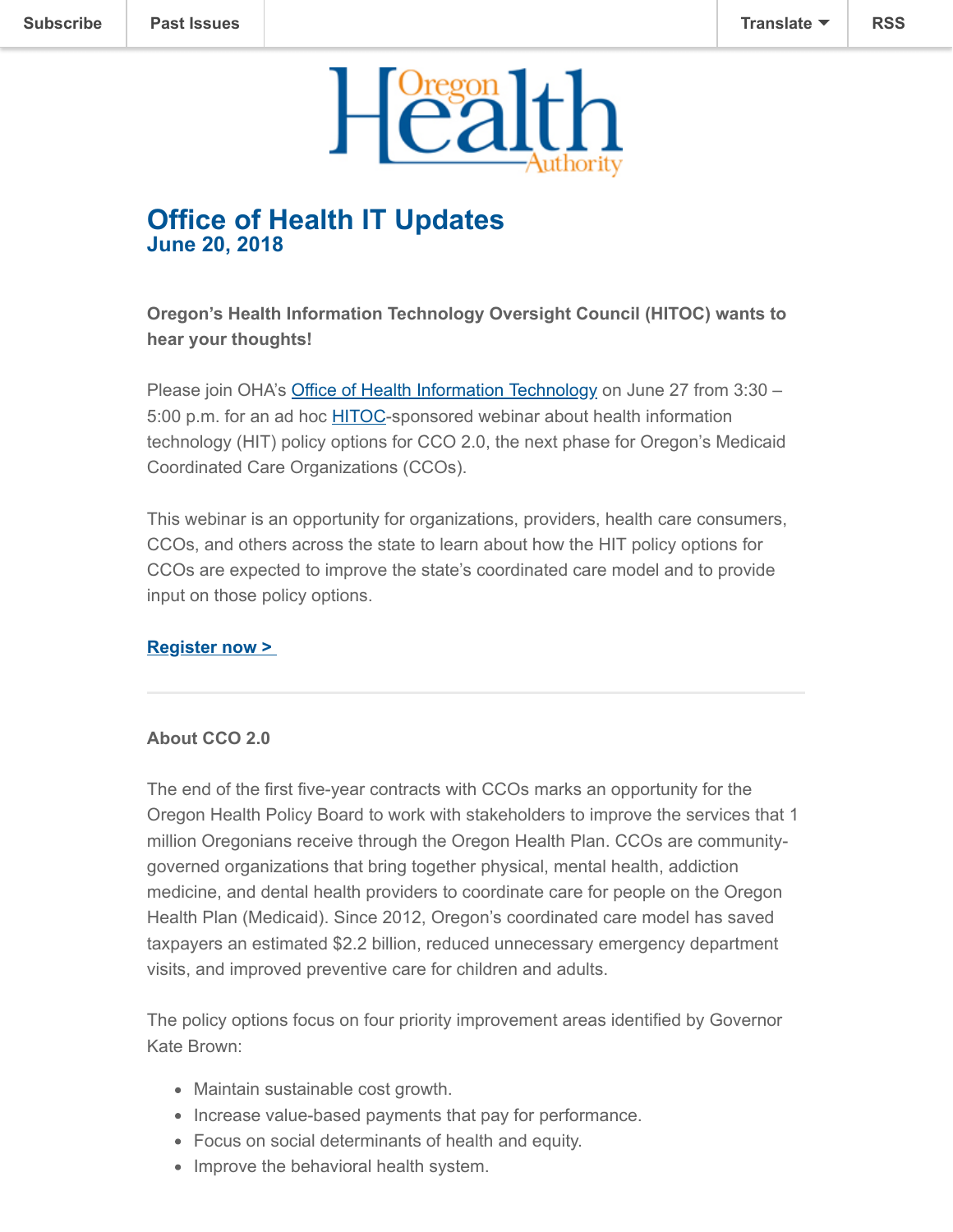Subscribe | Past Issues | Translate | RSS

Oregon Health Authority

# Office of Health IT Updates
## June 20, 2018

**Oregon's Health Information Technology Oversight Council (HITOC) wants to hear your thoughts!**

Please join OHA's [Office of Health Information Technology] on June 27 from 3:30 – 5:00 p.m. for an ad hoc [HITOC]-sponsored webinar about health information technology (HIT) policy options for CCO 2.0, the next phase for Oregon's Medicaid Coordinated Care Organizations (CCOs).

This webinar is an opportunity for organizations, providers, health care consumers, CCOs, and others across the state to learn about how the HIT policy options for CCOs are expected to improve the state's coordinated care model and to provide input on those policy options.

**[Register now >]**

---

**About CCO 2.0**

The end of the first five-year contracts with CCOs marks an opportunity for the Oregon Health Policy Board to work with stakeholders to improve the services that 1 million Oregonians receive through the Oregon Health Plan. CCOs are community-governed organizations that bring together physical, mental health, addiction medicine, and dental health providers to coordinate care for people on the Oregon Health Plan (Medicaid). Since 2012, Oregon's coordinated care model has saved taxpayers an estimated $2.2 billion, reduced unnecessary emergency department visits, and improved preventive care for children and adults.

The policy options focus on four priority improvement areas identified by Governor Kate Brown:

- Maintain sustainable cost growth.
- Increase value-based payments that pay for performance.
- Focus on social determinants of health and equity.
- Improve the behavioral health system.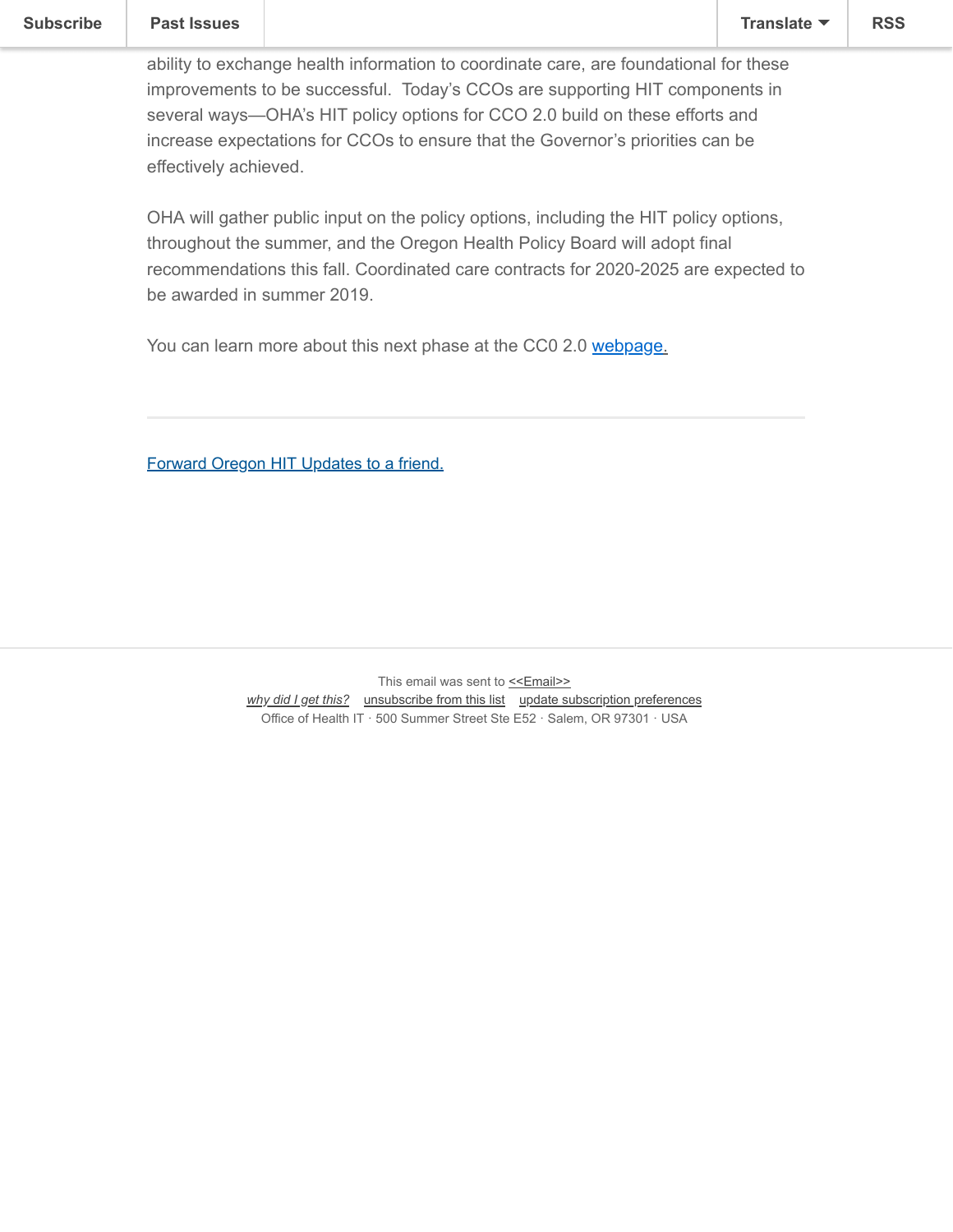ability to exchange health information to coordinate care, are foundational for these improvements to be successful.  Today's CCOs are supporting HIT components in several ways—OHA's HIT policy options for CCO 2.0 build on these efforts and increase expectations for CCOs to ensure that the Governor's priorities can be effectively achieved.

OHA will gather public input on the policy options, including the HIT policy options, throughout the summer, and the Oregon Health Policy Board will adopt final recommendations this fall. Coordinated care contracts for 2020-2025 are expected to be awarded in summer 2019.

You can learn more about this next phase at the CC0 2.0 [webpage.]

---

[Forward Oregon HIT Updates to a friend.]

This email was sent to <<Email>>

*why did I get this?*    unsubscribe from this list    update subscription preferences

Office of Health IT · 500 Summer Street Ste E52 · Salem, OR 97301 · USA